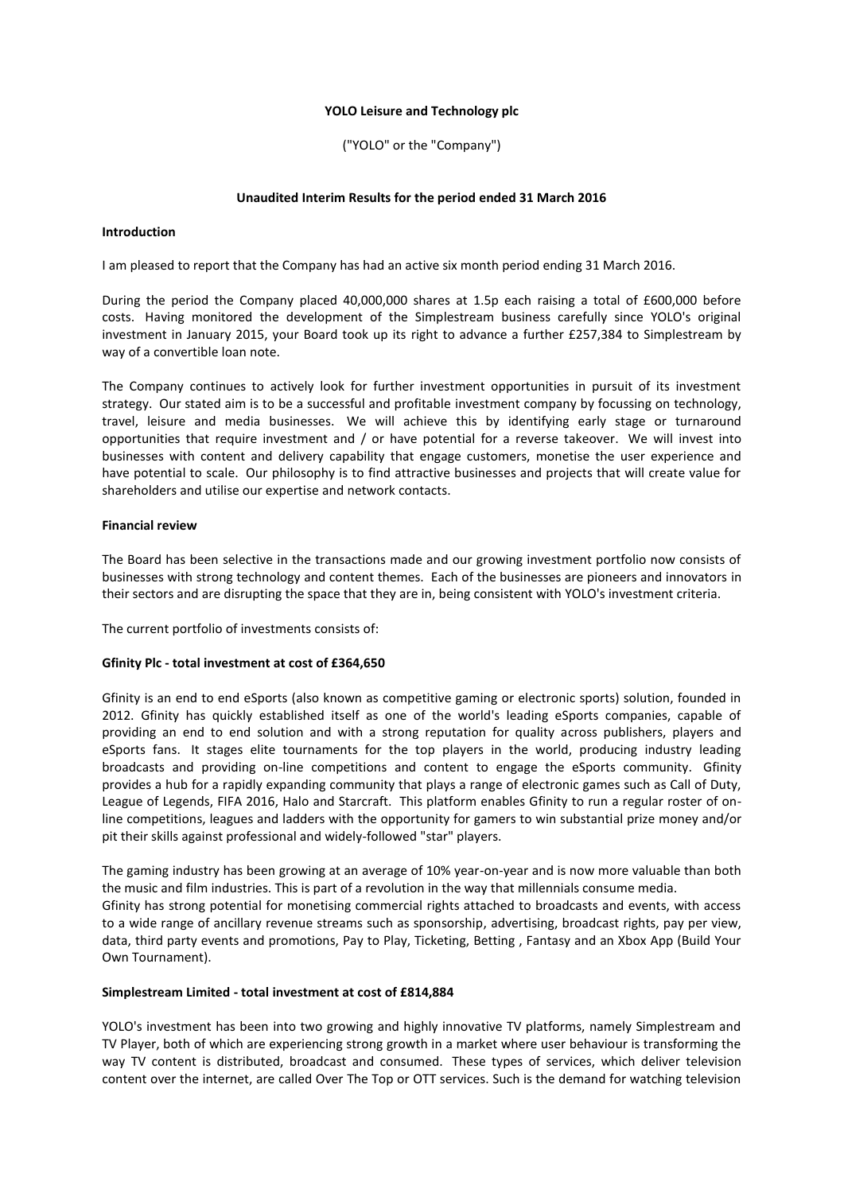**YOLO Leisure and Technology plc**

("YOLO" or the "Company")

**Unaudited Interim Results for the period ended 31 March 2016**

**Introduction**

I am pleased to report that the Company has had an active six month period ending 31 March 2016.

During the period the Company placed 40,000,000 shares at 1.5p each raising a total of £600,000 before costs. Having monitored the development of the Simplestream business carefully since YOLO's original investment in January 2015, your Board took up its right to advance a further £257,384 to Simplestream by way of a convertible loan note.

The Company continues to actively look for further investment opportunities in pursuit of its investment strategy. Our stated aim is to be a successful and profitable investment company by focussing on technology, travel, leisure and media businesses. We will achieve this by identifying early stage or turnaround opportunities that require investment and / or have potential for a reverse takeover. We will invest into businesses with content and delivery capability that engage customers, monetise the user experience and have potential to scale. Our philosophy is to find attractive businesses and projects that will create value for shareholders and utilise our expertise and network contacts.

**Financial review**

The Board has been selective in the transactions made and our growing investment portfolio now consists of businesses with strong technology and content themes. Each of the businesses are pioneers and innovators in their sectors and are disrupting the space that they are in, being consistent with YOLO's investment criteria.

The current portfolio of investments consists of:

**Gfinity Plc - total investment at cost of £364,650**

Gfinity is an end to end eSports (also known as competitive gaming or electronic sports) solution, founded in 2012. Gfinity has quickly established itself as one of the world's leading eSports companies, capable of providing an end to end solution and with a strong reputation for quality across publishers, players and eSports fans. It stages elite tournaments for the top players in the world, producing industry leading broadcasts and providing on-line competitions and content to engage the eSports community. Gfinity provides a hub for a rapidly expanding community that plays a range of electronic games such as Call of Duty, League of Legends, FIFA 2016, Halo and Starcraft. This platform enables Gfinity to run a regular roster of on-line competitions, leagues and ladders with the opportunity for gamers to win substantial prize money and/or pit their skills against professional and widely-followed "star" players.

The gaming industry has been growing at an average of 10% year-on-year and is now more valuable than both the music and film industries. This is part of a revolution in the way that millennials consume media.

Gfinity has strong potential for monetising commercial rights attached to broadcasts and events, with access to a wide range of ancillary revenue streams such as sponsorship, advertising, broadcast rights, pay per view, data, third party events and promotions, Pay to Play, Ticketing, Betting , Fantasy and an Xbox App (Build Your Own Tournament).

**Simplestream Limited - total investment at cost of £814,884**

YOLO's investment has been into two growing and highly innovative TV platforms, namely Simplestream and TV Player, both of which are experiencing strong growth in a market where user behaviour is transforming the way TV content is distributed, broadcast and consumed. These types of services, which deliver television content over the internet, are called Over The Top or OTT services. Such is the demand for watching television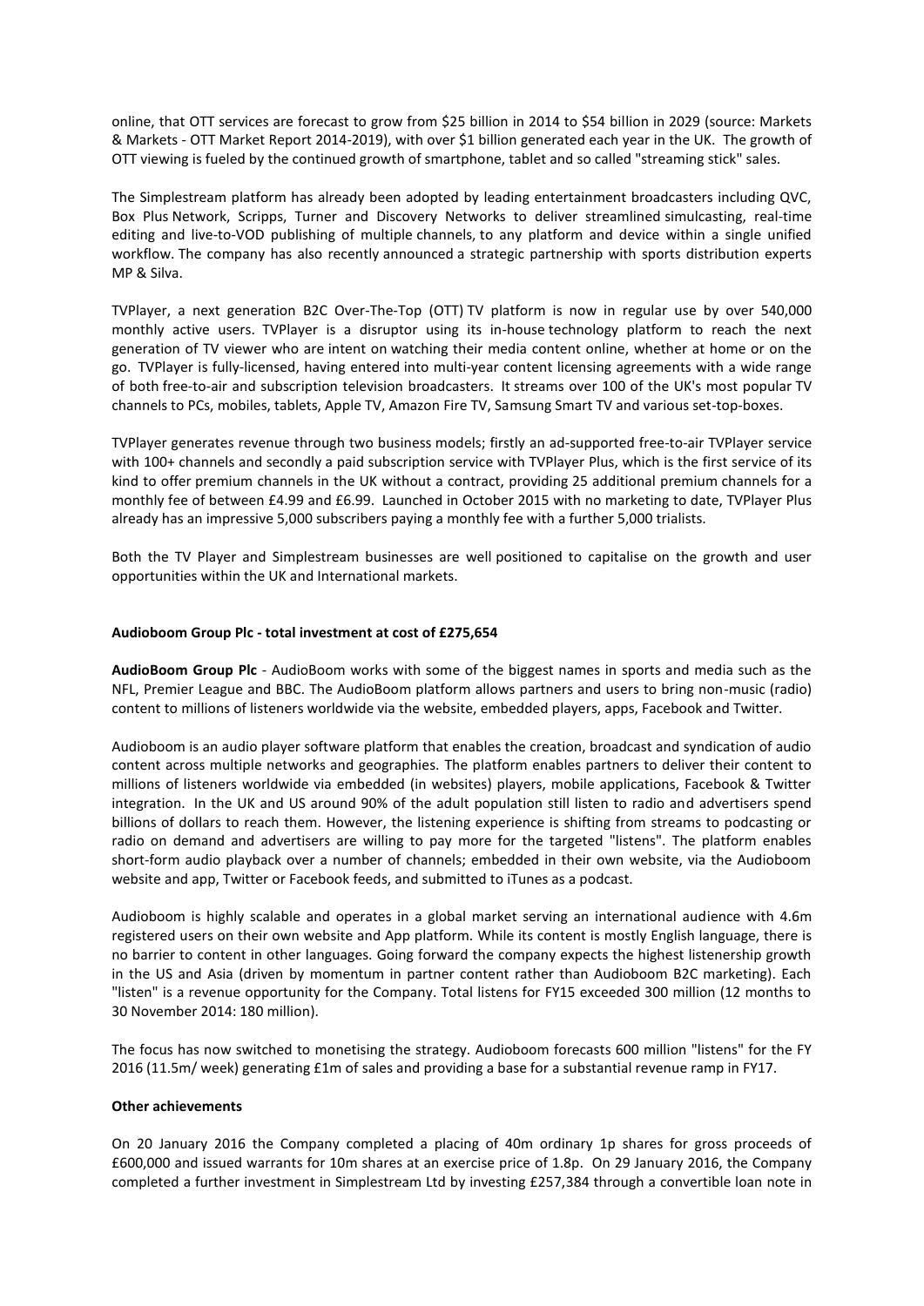online, that OTT services are forecast to grow from $25 billion in 2014 to $54 billion in 2029 (source: Markets & Markets - OTT Market Report 2014-2019), with over $1 billion generated each year in the UK. The growth of OTT viewing is fueled by the continued growth of smartphone, tablet and so called "streaming stick" sales.

The Simplestream platform has already been adopted by leading entertainment broadcasters including QVC, Box Plus Network, Scripps, Turner and Discovery Networks to deliver streamlined simulcasting, real-time editing and live-to-VOD publishing of multiple channels, to any platform and device within a single unified workflow. The company has also recently announced a strategic partnership with sports distribution experts MP & Silva.

TVPlayer, a next generation B2C Over-The-Top (OTT) TV platform is now in regular use by over 540,000 monthly active users. TVPlayer is a disruptor using its in-house technology platform to reach the next generation of TV viewer who are intent on watching their media content online, whether at home or on the go. TVPlayer is fully-licensed, having entered into multi-year content licensing agreements with a wide range of both free-to-air and subscription television broadcasters. It streams over 100 of the UK's most popular TV channels to PCs, mobiles, tablets, Apple TV, Amazon Fire TV, Samsung Smart TV and various set-top-boxes.

TVPlayer generates revenue through two business models; firstly an ad-supported free-to-air TVPlayer service with 100+ channels and secondly a paid subscription service with TVPlayer Plus, which is the first service of its kind to offer premium channels in the UK without a contract, providing 25 additional premium channels for a monthly fee of between £4.99 and £6.99. Launched in October 2015 with no marketing to date, TVPlayer Plus already has an impressive 5,000 subscribers paying a monthly fee with a further 5,000 trialists.

Both the TV Player and Simplestream businesses are well positioned to capitalise on the growth and user opportunities within the UK and International markets.

**Audioboom Group Plc - total investment at cost of £275,654**

**AudioBoom Group Plc** - AudioBoom works with some of the biggest names in sports and media such as the NFL, Premier League and BBC. The AudioBoom platform allows partners and users to bring non-music (radio) content to millions of listeners worldwide via the website, embedded players, apps, Facebook and Twitter.

Audioboom is an audio player software platform that enables the creation, broadcast and syndication of audio content across multiple networks and geographies. The platform enables partners to deliver their content to millions of listeners worldwide via embedded (in websites) players, mobile applications, Facebook & Twitter integration. In the UK and US around 90% of the adult population still listen to radio and advertisers spend billions of dollars to reach them. However, the listening experience is shifting from streams to podcasting or radio on demand and advertisers are willing to pay more for the targeted "listens". The platform enables short-form audio playback over a number of channels; embedded in their own website, via the Audioboom website and app, Twitter or Facebook feeds, and submitted to iTunes as a podcast.

Audioboom is highly scalable and operates in a global market serving an international audience with 4.6m registered users on their own website and App platform. While its content is mostly English language, there is no barrier to content in other languages. Going forward the company expects the highest listenership growth in the US and Asia (driven by momentum in partner content rather than Audioboom B2C marketing). Each "listen" is a revenue opportunity for the Company. Total listens for FY15 exceeded 300 million (12 months to 30 November 2014: 180 million).

The focus has now switched to monetising the strategy. Audioboom forecasts 600 million "listens" for the FY 2016 (11.5m/ week) generating £1m of sales and providing a base for a substantial revenue ramp in FY17.

**Other achievements**

On 20 January 2016 the Company completed a placing of 40m ordinary 1p shares for gross proceeds of £600,000 and issued warrants for 10m shares at an exercise price of 1.8p. On 29 January 2016, the Company completed a further investment in Simplestream Ltd by investing £257,384 through a convertible loan note in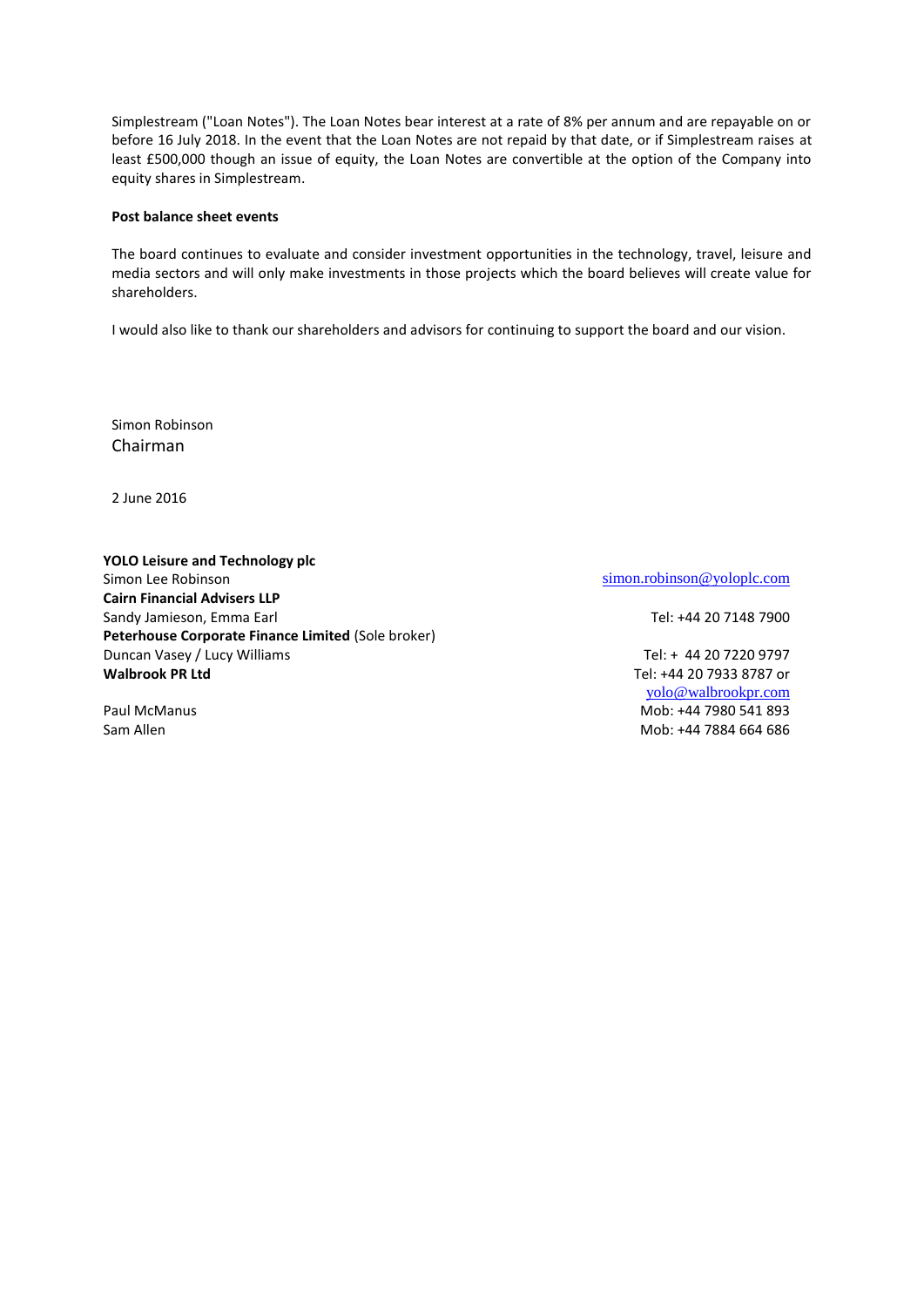Simplestream ("Loan Notes"). The Loan Notes bear interest at a rate of 8% per annum and are repayable on or before 16 July 2018. In the event that the Loan Notes are not repaid by that date, or if Simplestream raises at least £500,000 though an issue of equity, the Loan Notes are convertible at the option of the Company into equity shares in Simplestream.

**Post balance sheet events**

The board continues to evaluate and consider investment opportunities in the technology, travel, leisure and media sectors and will only make investments in those projects which the board believes will create value for shareholders.

I would also like to thank our shareholders and advisors for continuing to support the board and our vision.

Simon Robinson
Chairman

2 June 2016

| | |
|---|---|
| **YOLO Leisure and Technology plc** | |
| Simon Lee Robinson | simon.robinson@yoloplc.com |
| **Cairn Financial Advisers LLP** | |
| Sandy Jamieson, Emma Earl | Tel: +44 20 7148 7900 |
| **Peterhouse Corporate Finance Limited** (Sole broker) | |
| Duncan Vasey / Lucy Williams | Tel: + 44 20 7220 9797 |
| **Walbrook PR Ltd** | Tel: +44 20 7933 8787 or yolo@walbrookpr.com |
| Paul McManus | Mob: +44 7980 541 893 |
| Sam Allen | Mob: +44 7884 664 686 |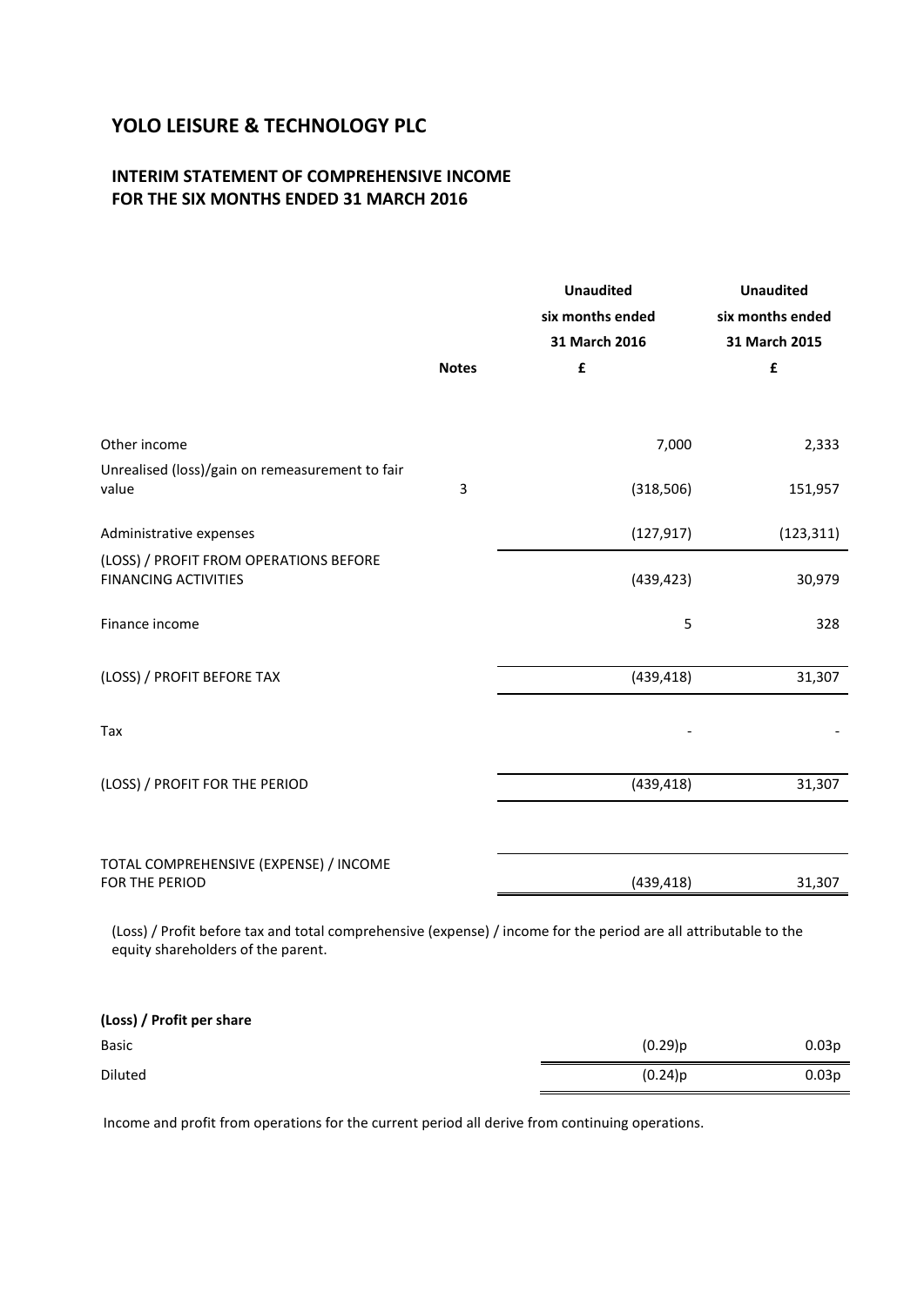# YOLO LEISURE & TECHNOLOGY PLC

## INTERIM STATEMENT OF COMPREHENSIVE INCOME FOR THE SIX MONTHS ENDED 31 MARCH 2016

| | Notes | Unaudited six months ended 31 March 2016 £ | Unaudited six months ended 31 March 2015 £ |
|---|---|---|---|
| Other income | | 7,000 | 2,333 |
| Unrealised (loss)/gain on remeasurement to fair value | 3 | (318,506) | 151,957 |
| Administrative expenses | | (127,917) | (123,311) |
| (LOSS) / PROFIT FROM OPERATIONS BEFORE FINANCING ACTIVITIES | | (439,423) | 30,979 |
| Finance income | | 5 | 328 |
| (LOSS) / PROFIT BEFORE TAX | | (439,418) | 31,307 |
| Tax | | - | - |
| (LOSS) / PROFIT FOR THE PERIOD | | (439,418) | 31,307 |
| TOTAL COMPREHENSIVE (EXPENSE) / INCOME FOR THE PERIOD | | (439,418) | 31,307 |

(Loss) / Profit before tax and total comprehensive (expense) / income for the period are all attributable to the equity shareholders of the parent.

**(Loss) / Profit per share**

| | | |
|---|---|---|
| Basic | (0.29)p | 0.03p |
| Diluted | (0.24)p | 0.03p |

Income and profit from operations for the current period all derive from continuing operations.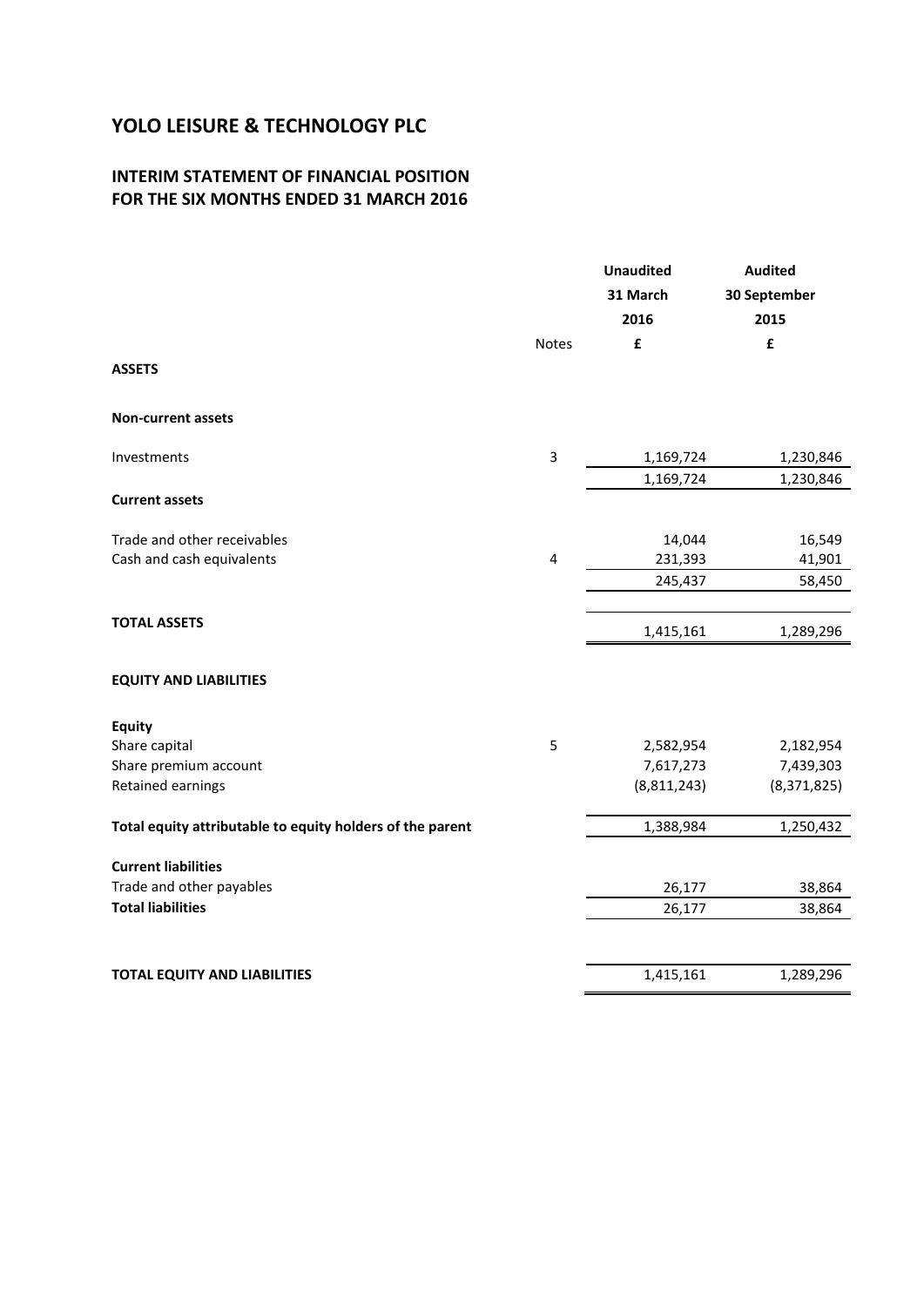# YOLO LEISURE & TECHNOLOGY PLC

## INTERIM STATEMENT OF FINANCIAL POSITION
## FOR THE SIX MONTHS ENDED 31 MARCH 2016

| | Notes | Unaudited 31 March 2016 £ | Audited 30 September 2015 £ |
|---|---|---|---|
| **ASSETS** | | | |
| **Non-current assets** | | | |
| Investments | 3 | 1,169,724 | 1,230,846 |
| | | 1,169,724 | 1,230,846 |
| **Current assets** | | | |
| Trade and other receivables | | 14,044 | 16,549 |
| Cash and cash equivalents | 4 | 231,393 | 41,901 |
| | | 245,437 | 58,450 |
| **TOTAL ASSETS** | | 1,415,161 | 1,289,296 |
| **EQUITY AND LIABILITIES** | | | |
| **Equity** | | | |
| Share capital | 5 | 2,582,954 | 2,182,954 |
| Share premium account | | 7,617,273 | 7,439,303 |
| Retained earnings | | (8,811,243) | (8,371,825) |
| **Total equity attributable to equity holders of the parent** | | 1,388,984 | 1,250,432 |
| **Current liabilities** | | | |
| Trade and other payables | | 26,177 | 38,864 |
| **Total liabilities** | | 26,177 | 38,864 |
| **TOTAL EQUITY AND LIABILITIES** | | 1,415,161 | 1,289,296 |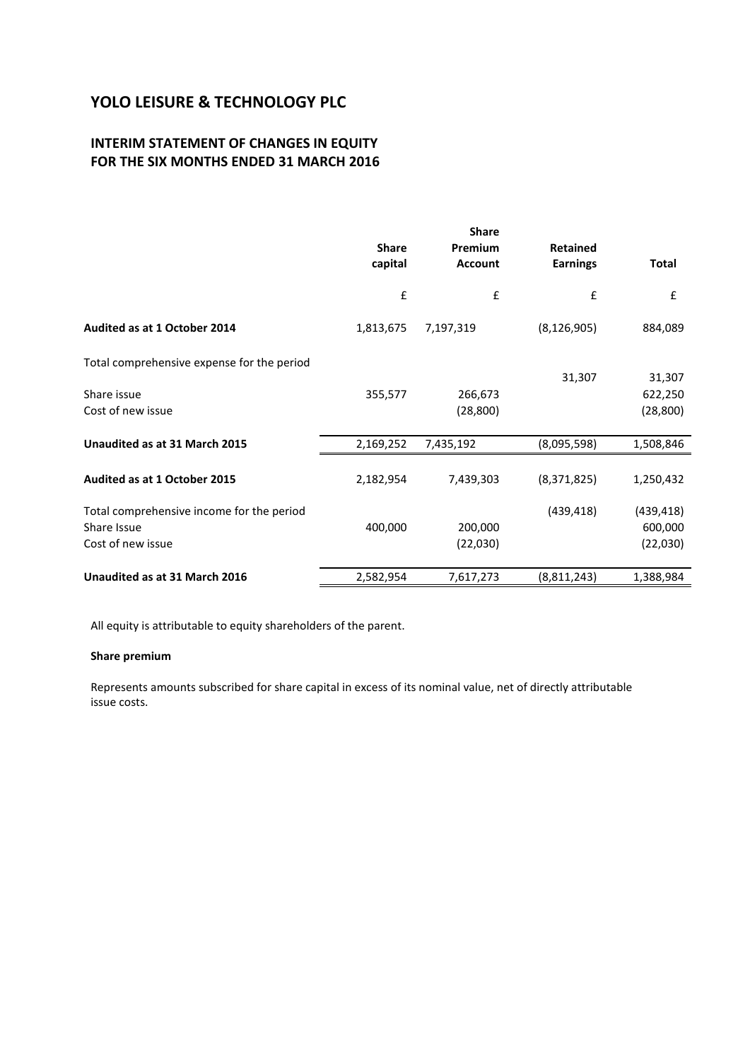# YOLO LEISURE & TECHNOLOGY PLC

## INTERIM STATEMENT OF CHANGES IN EQUITY FOR THE SIX MONTHS ENDED 31 MARCH 2016

| | Share capital | Share Premium Account | Retained Earnings | Total |
|---|---|---|---|---|
| | £ | £ | £ | £ |
| **Audited as at 1 October 2014** | 1,813,675 | 7,197,319 | (8,126,905) | 884,089 |
| Total comprehensive expense for the period | | | 31,307 | 31,307 |
| Share issue | 355,577 | 266,673 | | 622,250 |
| Cost of new issue | | (28,800) | | (28,800) |
| **Unaudited as at 31 March 2015** | 2,169,252 | 7,435,192 | (8,095,598) | 1,508,846 |
| **Audited as at 1 October 2015** | 2,182,954 | 7,439,303 | (8,371,825) | 1,250,432 |
| Total comprehensive income for the period | | | (439,418) | (439,418) |
| Share Issue | 400,000 | 200,000 | | 600,000 |
| Cost of new issue | | (22,030) | | (22,030) |
| **Unaudited as at 31 March 2016** | 2,582,954 | 7,617,273 | (8,811,243) | 1,388,984 |

All equity is attributable to equity shareholders of the parent.

**Share premium**

Represents amounts subscribed for share capital in excess of its nominal value, net of directly attributable issue costs.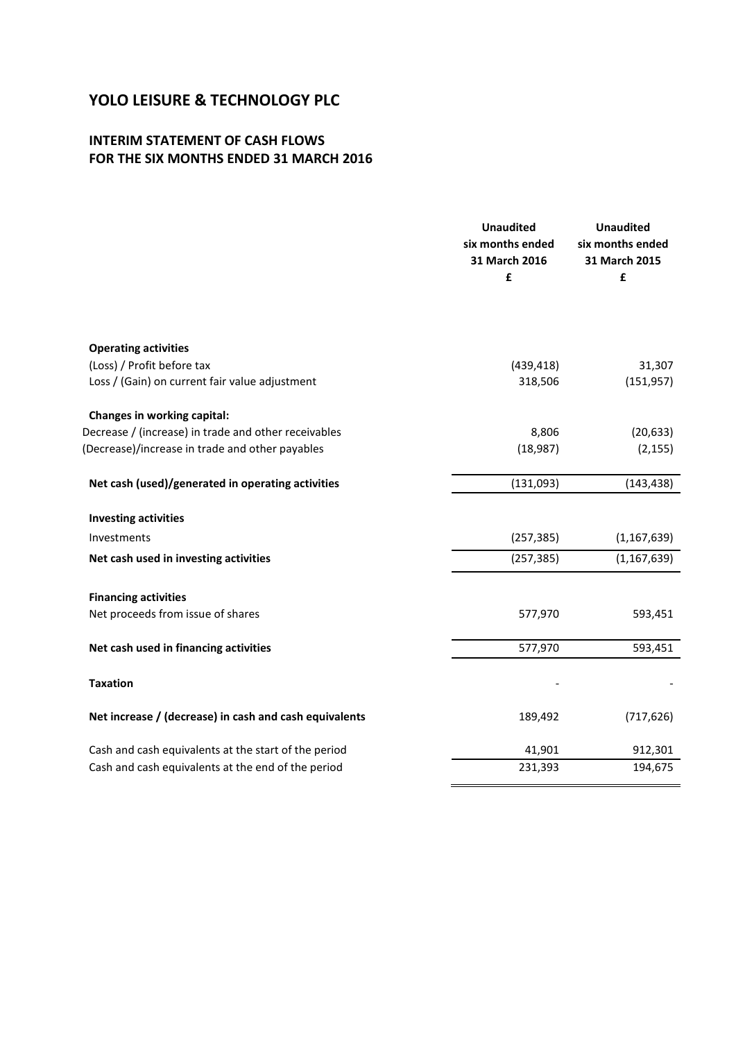# YOLO LEISURE & TECHNOLOGY PLC

## INTERIM STATEMENT OF CASH FLOWS
## FOR THE SIX MONTHS ENDED 31 MARCH 2016

| | Unaudited six months ended 31 March 2016 £ | Unaudited six months ended 31 March 2015 £ |
|---|---|---|
| **Operating activities** | | |
| (Loss) / Profit before tax | (439,418) | 31,307 |
| Loss / (Gain) on current fair value adjustment | 318,506 | (151,957) |
| **Changes in working capital:** | | |
| Decrease / (increase) in trade and other receivables | 8,806 | (20,633) |
| (Decrease)/increase in trade and other payables | (18,987) | (2,155) |
| **Net cash (used)/generated in operating activities** | (131,093) | (143,438) |
| **Investing activities** | | |
| Investments | (257,385) | (1,167,639) |
| **Net cash used in investing activities** | (257,385) | (1,167,639) |
| **Financing activities** | | |
| Net proceeds from issue of shares | 577,970 | 593,451 |
| **Net cash used in financing activities** | 577,970 | 593,451 |
| **Taxation** | - | - |
| **Net increase / (decrease) in cash and cash equivalents** | 189,492 | (717,626) |
| Cash and cash equivalents at the start of the period | 41,901 | 912,301 |
| Cash and cash equivalents at the end of the period | 231,393 | 194,675 |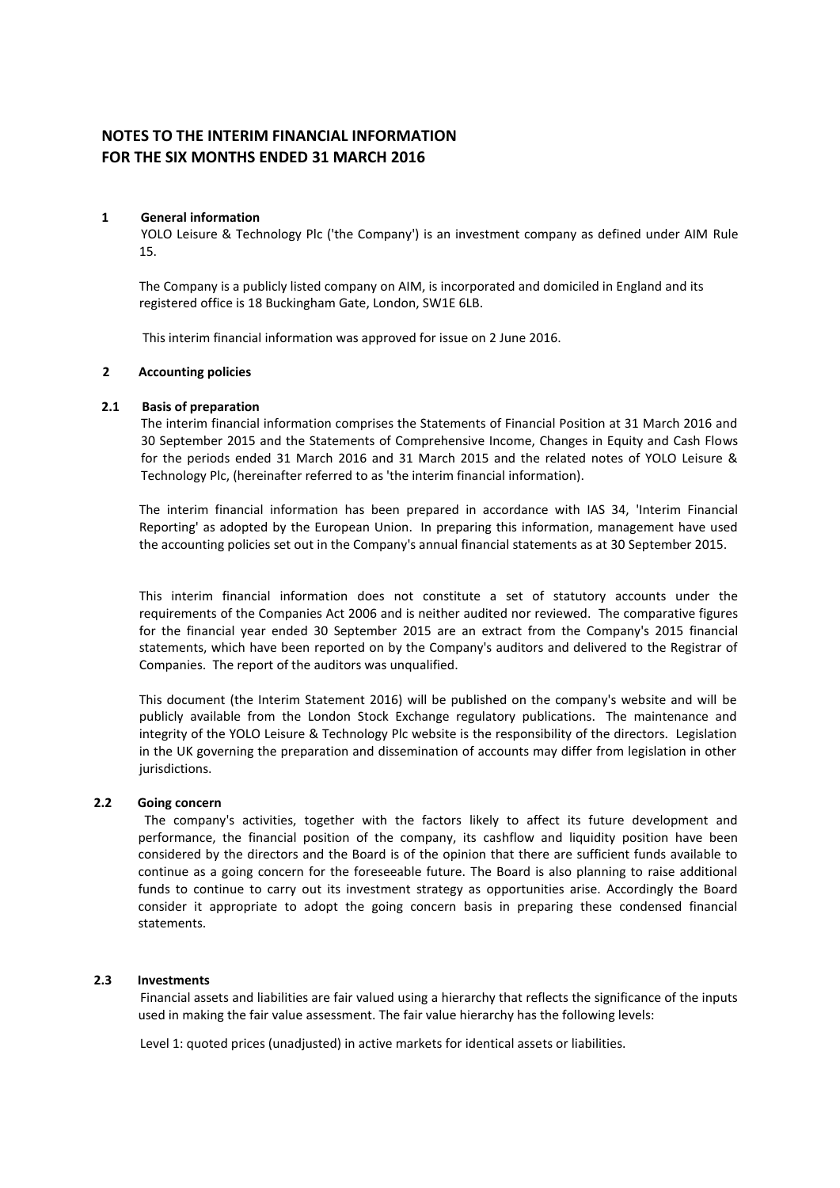# NOTES TO THE INTERIM FINANCIAL INFORMATION FOR THE SIX MONTHS ENDED 31 MARCH 2016

## 1 General information

YOLO Leisure & Technology Plc ('the Company') is an investment company as defined under AIM Rule 15.

The Company is a publicly listed company on AIM, is incorporated and domiciled in England and its registered office is 18 Buckingham Gate, London, SW1E 6LB.

This interim financial information was approved for issue on 2 June 2016.

## 2 Accounting policies

### 2.1 Basis of preparation

The interim financial information comprises the Statements of Financial Position at 31 March 2016 and 30 September 2015 and the Statements of Comprehensive Income, Changes in Equity and Cash Flows for the periods ended 31 March 2016 and 31 March 2015 and the related notes of YOLO Leisure & Technology Plc, (hereinafter referred to as 'the interim financial information).

The interim financial information has been prepared in accordance with IAS 34, 'Interim Financial Reporting' as adopted by the European Union. In preparing this information, management have used the accounting policies set out in the Company's annual financial statements as at 30 September 2015.

This interim financial information does not constitute a set of statutory accounts under the requirements of the Companies Act 2006 and is neither audited nor reviewed. The comparative figures for the financial year ended 30 September 2015 are an extract from the Company's 2015 financial statements, which have been reported on by the Company's auditors and delivered to the Registrar of Companies. The report of the auditors was unqualified.

This document (the Interim Statement 2016) will be published on the company's website and will be publicly available from the London Stock Exchange regulatory publications. The maintenance and integrity of the YOLO Leisure & Technology Plc website is the responsibility of the directors. Legislation in the UK governing the preparation and dissemination of accounts may differ from legislation in other jurisdictions.

### 2.2 Going concern

The company's activities, together with the factors likely to affect its future development and performance, the financial position of the company, its cashflow and liquidity position have been considered by the directors and the Board is of the opinion that there are sufficient funds available to continue as a going concern for the foreseeable future. The Board is also planning to raise additional funds to continue to carry out its investment strategy as opportunities arise. Accordingly the Board consider it appropriate to adopt the going concern basis in preparing these condensed financial statements.

### 2.3 Investments

Financial assets and liabilities are fair valued using a hierarchy that reflects the significance of the inputs used in making the fair value assessment. The fair value hierarchy has the following levels:

Level 1: quoted prices (unadjusted) in active markets for identical assets or liabilities.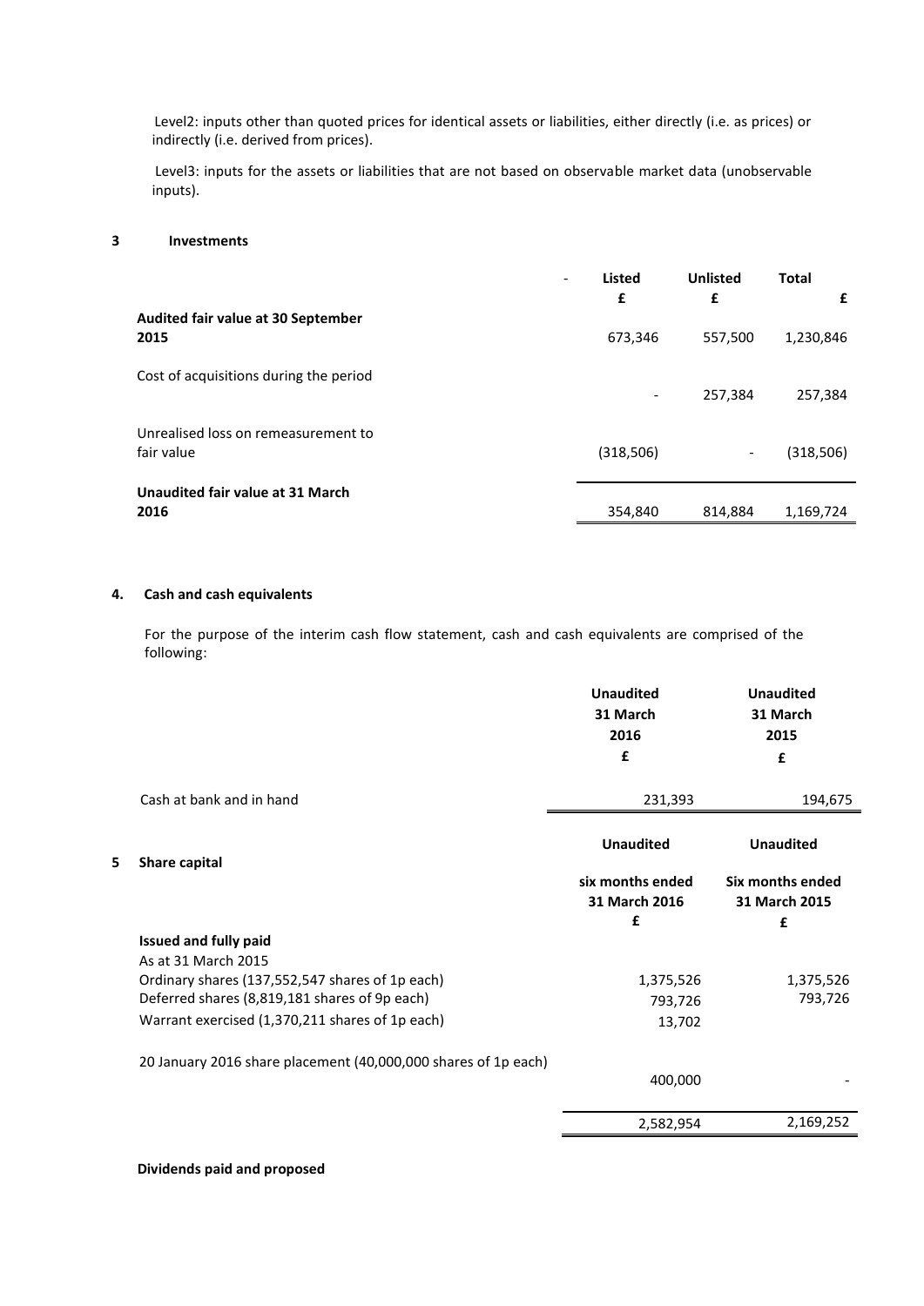Level2: inputs other than quoted prices for identical assets or liabilities, either directly (i.e. as prices) or indirectly (i.e. derived from prices).

Level3: inputs for the assets or liabilities that are not based on observable market data (unobservable inputs).

## 3 Investments

| | Listed £ | Unlisted £ | Total £ |
|---|---|---|---|
| **Audited fair value at 30 September 2015** | 673,346 | 557,500 | 1,230,846 |
| Cost of acquisitions during the period | - | 257,384 | 257,384 |
| Unrealised loss on remeasurement to fair value | (318,506) | - | (318,506) |
| **Unaudited fair value at 31 March 2016** | 354,840 | 814,884 | 1,169,724 |

## 4. Cash and cash equivalents

For the purpose of the interim cash flow statement, cash and cash equivalents are comprised of the following:

| | Unaudited 31 March 2016 £ | Unaudited 31 March 2015 £ |
|---|---|---|
| Cash at bank and in hand | 231,393 | 194,675 |

## 5 Share capital

| | Unaudited six months ended 31 March 2016 £ | Unaudited Six months ended 31 March 2015 £ |
|---|---|---|
| **Issued and fully paid** | | |
| As at 31 March 2015 | | |
| Ordinary shares (137,552,547 shares of 1p each) | 1,375,526 | 1,375,526 |
| Deferred shares (8,819,181 shares of 9p each) | 793,726 | 793,726 |
| Warrant exercised (1,370,211 shares of 1p each) | 13,702 | |
| 20 January 2016 share placement (40,000,000 shares of 1p each) | 400,000 | - |
| | 2,582,954 | 2,169,252 |

**Dividends paid and proposed**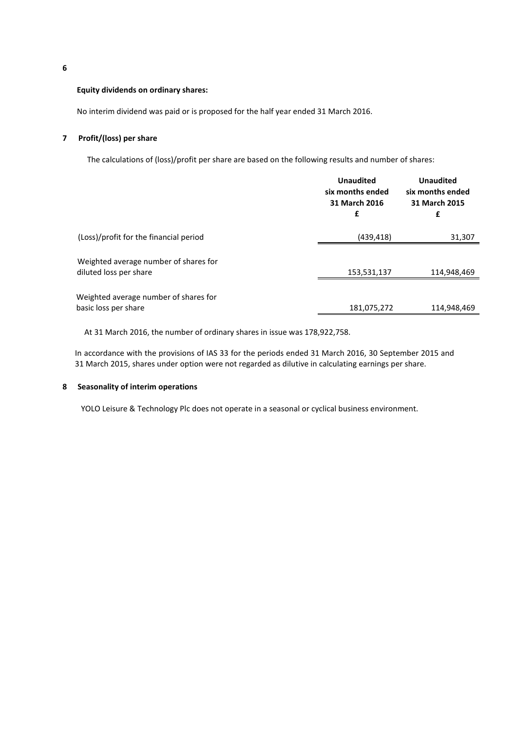## 6

**Equity dividends on ordinary shares:**

No interim dividend was paid or is proposed for the half year ended 31 March 2016.

## 7 Profit/(loss) per share

The calculations of (loss)/profit per share are based on the following results and number of shares:

| | Unaudited six months ended 31 March 2016 £ | Unaudited six months ended 31 March 2015 £ |
|---|---|---|
| (Loss)/profit for the financial period | (439,418) | 31,307 |
| Weighted average number of shares for diluted loss per share | 153,531,137 | 114,948,469 |
| Weighted average number of shares for basic loss per share | 181,075,272 | 114,948,469 |

At 31 March 2016, the number of ordinary shares in issue was 178,922,758.

In accordance with the provisions of IAS 33 for the periods ended 31 March 2016, 30 September 2015 and 31 March 2015, shares under option were not regarded as dilutive in calculating earnings per share.

## 8 Seasonality of interim operations

YOLO Leisure & Technology Plc does not operate in a seasonal or cyclical business environment.